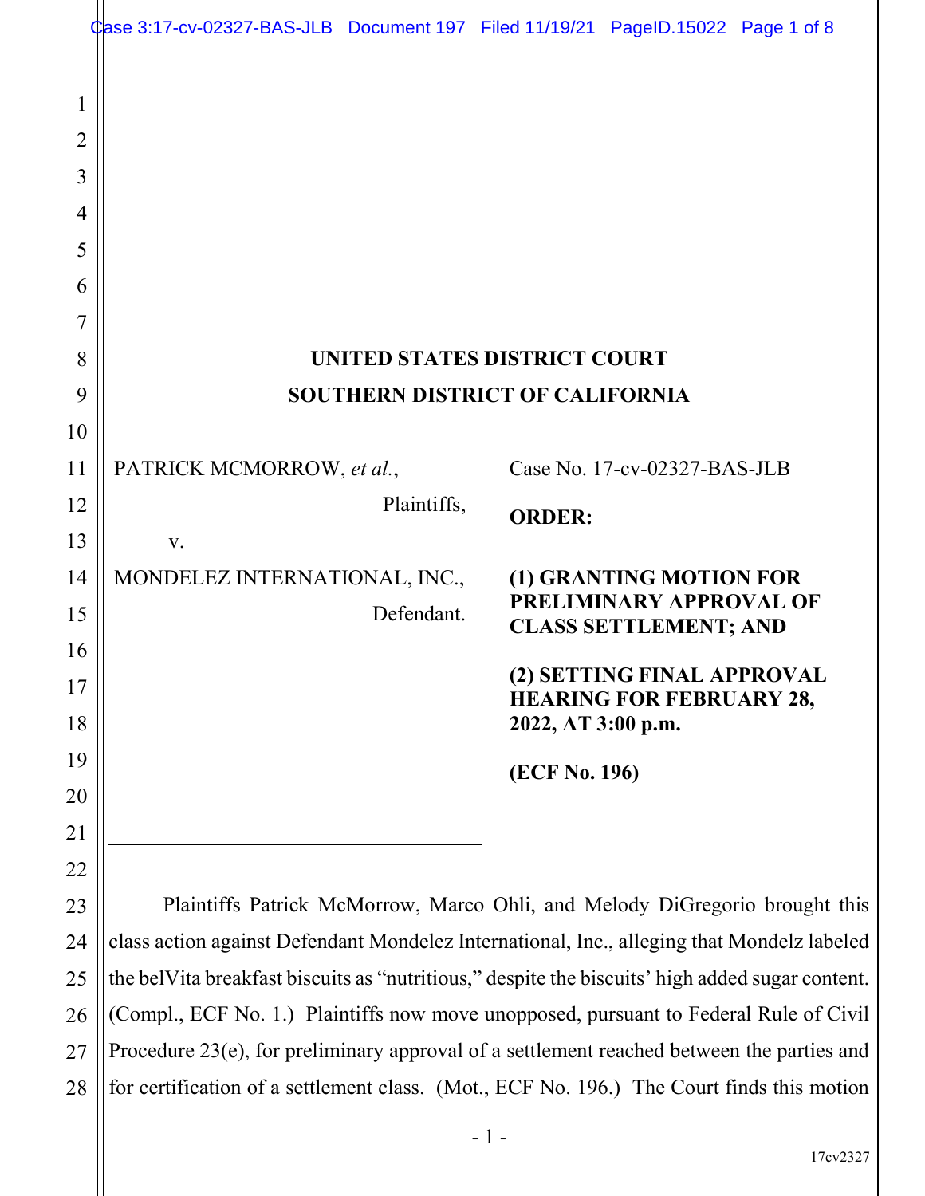# UNITED STATES DISTRICT COURT
# SOUTHERN DISTRICT OF CALIFORNIA

PATRICK MCMORROW, *et al.*,

Plaintiffs,

v.

MONDELEZ INTERNATIONAL, INC.,

Defendant.

Case No. 17-cv-02327-BAS-JLB

**ORDER:**

**(1) GRANTING MOTION FOR PRELIMINARY APPROVAL OF CLASS SETTLEMENT; AND**

**(2) SETTING FINAL APPROVAL HEARING FOR FEBRUARY 28, 2022, AT 3:00 p.m.**

**(ECF No. 196)**

Plaintiffs Patrick McMorrow, Marco Ohli, and Melody DiGregorio brought this class action against Defendant Mondelez International, Inc., alleging that Mondelz labeled the belVita breakfast biscuits as "nutritious," despite the biscuits' high added sugar content. (Compl., ECF No. 1.) Plaintiffs now move unopposed, pursuant to Federal Rule of Civil Procedure 23(e), for preliminary approval of a settlement reached between the parties and for certification of a settlement class. (Mot., ECF No. 196.) The Court finds this motion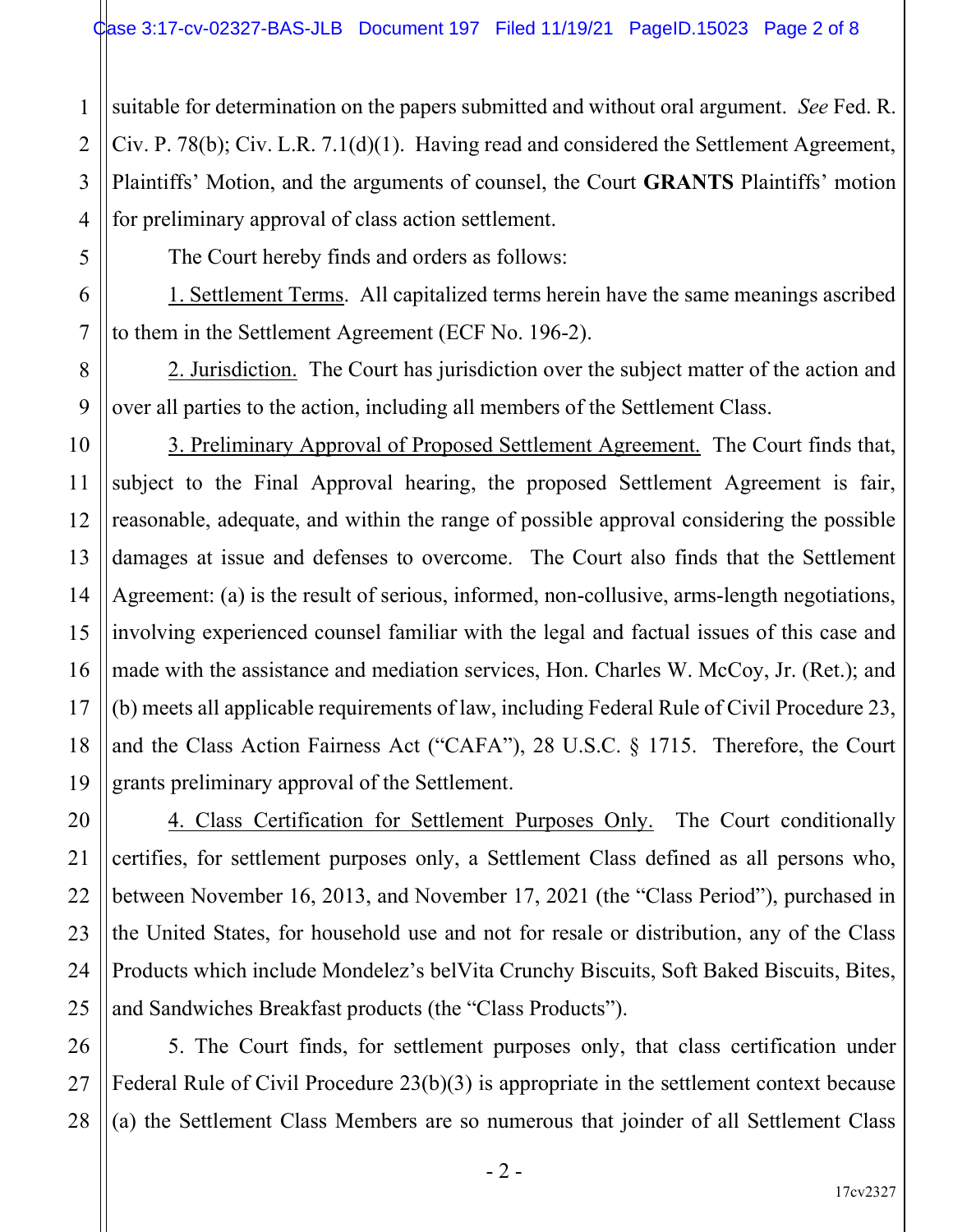suitable for determination on the papers submitted and without oral argument. *See* Fed. R. Civ. P. 78(b); Civ. L.R. 7.1(d)(1). Having read and considered the Settlement Agreement, Plaintiffs' Motion, and the arguments of counsel, the Court **GRANTS** Plaintiffs' motion for preliminary approval of class action settlement.

The Court hereby finds and orders as follows:

1. Settlement Terms. All capitalized terms herein have the same meanings ascribed to them in the Settlement Agreement (ECF No. 196-2).

2. Jurisdiction. The Court has jurisdiction over the subject matter of the action and over all parties to the action, including all members of the Settlement Class.

3. Preliminary Approval of Proposed Settlement Agreement. The Court finds that, subject to the Final Approval hearing, the proposed Settlement Agreement is fair, reasonable, adequate, and within the range of possible approval considering the possible damages at issue and defenses to overcome. The Court also finds that the Settlement Agreement: (a) is the result of serious, informed, non-collusive, arms-length negotiations, involving experienced counsel familiar with the legal and factual issues of this case and made with the assistance and mediation services, Hon. Charles W. McCoy, Jr. (Ret.); and (b) meets all applicable requirements of law, including Federal Rule of Civil Procedure 23, and the Class Action Fairness Act ("CAFA"), 28 U.S.C. § 1715. Therefore, the Court grants preliminary approval of the Settlement.

4. Class Certification for Settlement Purposes Only. The Court conditionally certifies, for settlement purposes only, a Settlement Class defined as all persons who, between November 16, 2013, and November 17, 2021 (the "Class Period"), purchased in the United States, for household use and not for resale or distribution, any of the Class Products which include Mondelez's belVita Crunchy Biscuits, Soft Baked Biscuits, Bites, and Sandwiches Breakfast products (the "Class Products").

5. The Court finds, for settlement purposes only, that class certification under Federal Rule of Civil Procedure 23(b)(3) is appropriate in the settlement context because (a) the Settlement Class Members are so numerous that joinder of all Settlement Class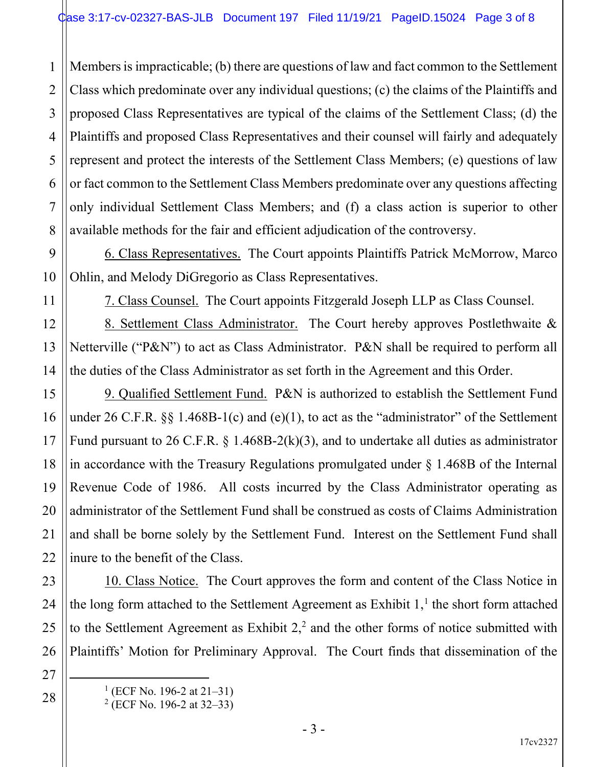Members is impracticable; (b) there are questions of law and fact common to the Settlement Class which predominate over any individual questions; (c) the claims of the Plaintiffs and proposed Class Representatives are typical of the claims of the Settlement Class; (d) the Plaintiffs and proposed Class Representatives and their counsel will fairly and adequately represent and protect the interests of the Settlement Class Members; (e) questions of law or fact common to the Settlement Class Members predominate over any questions affecting only individual Settlement Class Members; and (f) a class action is superior to other available methods for the fair and efficient adjudication of the controversy.

6. Class Representatives. The Court appoints Plaintiffs Patrick McMorrow, Marco Ohlin, and Melody DiGregorio as Class Representatives.

7. Class Counsel. The Court appoints Fitzgerald Joseph LLP as Class Counsel.

8. Settlement Class Administrator. The Court hereby approves Postlethwaite & Netterville ("P&N") to act as Class Administrator. P&N shall be required to perform all the duties of the Class Administrator as set forth in the Agreement and this Order.

9. Qualified Settlement Fund. P&N is authorized to establish the Settlement Fund under 26 C.F.R. §§ 1.468B-1(c) and (e)(1), to act as the "administrator" of the Settlement Fund pursuant to 26 C.F.R. § 1.468B-2(k)(3), and to undertake all duties as administrator in accordance with the Treasury Regulations promulgated under § 1.468B of the Internal Revenue Code of 1986. All costs incurred by the Class Administrator operating as administrator of the Settlement Fund shall be construed as costs of Claims Administration and shall be borne solely by the Settlement Fund. Interest on the Settlement Fund shall inure to the benefit of the Class.

10. Class Notice. The Court approves the form and content of the Class Notice in the long form attached to the Settlement Agreement as Exhibit 1,[1] the short form attached to the Settlement Agreement as Exhibit 2,[2] and the other forms of notice submitted with Plaintiffs' Motion for Preliminary Approval. The Court finds that dissemination of the

[1] (ECF No. 196-2 at 21–31)

[2] (ECF No. 196-2 at 32–33)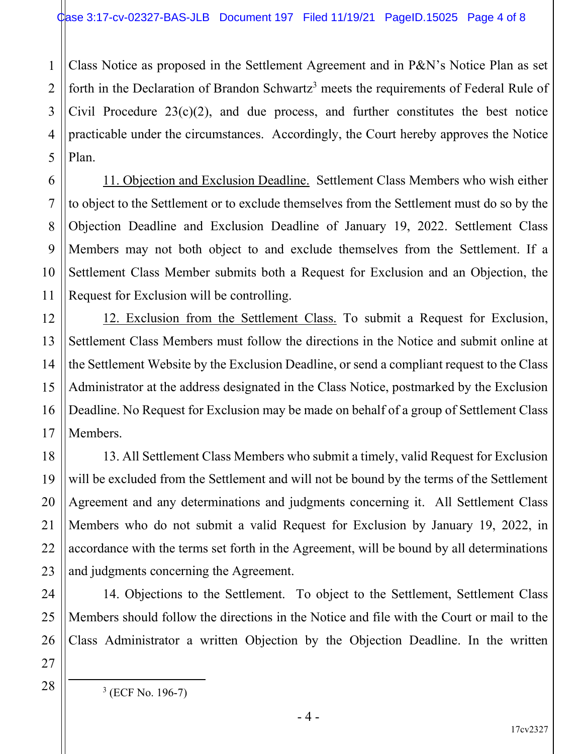Class Notice as proposed in the Settlement Agreement and in P&N's Notice Plan as set forth in the Declaration of Brandon Schwartz[3] meets the requirements of Federal Rule of Civil Procedure 23(c)(2), and due process, and further constitutes the best notice practicable under the circumstances. Accordingly, the Court hereby approves the Notice Plan.

<u>11. Objection and Exclusion Deadline.</u> Settlement Class Members who wish either to object to the Settlement or to exclude themselves from the Settlement must do so by the Objection Deadline and Exclusion Deadline of January 19, 2022. Settlement Class Members may not both object to and exclude themselves from the Settlement. If a Settlement Class Member submits both a Request for Exclusion and an Objection, the Request for Exclusion will be controlling.

<u>12. Exclusion from the Settlement Class.</u> To submit a Request for Exclusion, Settlement Class Members must follow the directions in the Notice and submit online at the Settlement Website by the Exclusion Deadline, or send a compliant request to the Class Administrator at the address designated in the Class Notice, postmarked by the Exclusion Deadline. No Request for Exclusion may be made on behalf of a group of Settlement Class Members.

13. All Settlement Class Members who submit a timely, valid Request for Exclusion will be excluded from the Settlement and will not be bound by the terms of the Settlement Agreement and any determinations and judgments concerning it. All Settlement Class Members who do not submit a valid Request for Exclusion by January 19, 2022, in accordance with the terms set forth in the Agreement, will be bound by all determinations and judgments concerning the Agreement.

14. Objections to the Settlement. To object to the Settlement, Settlement Class Members should follow the directions in the Notice and file with the Court or mail to the Class Administrator a written Objection by the Objection Deadline. In the written

---

[3] (ECF No. 196-7)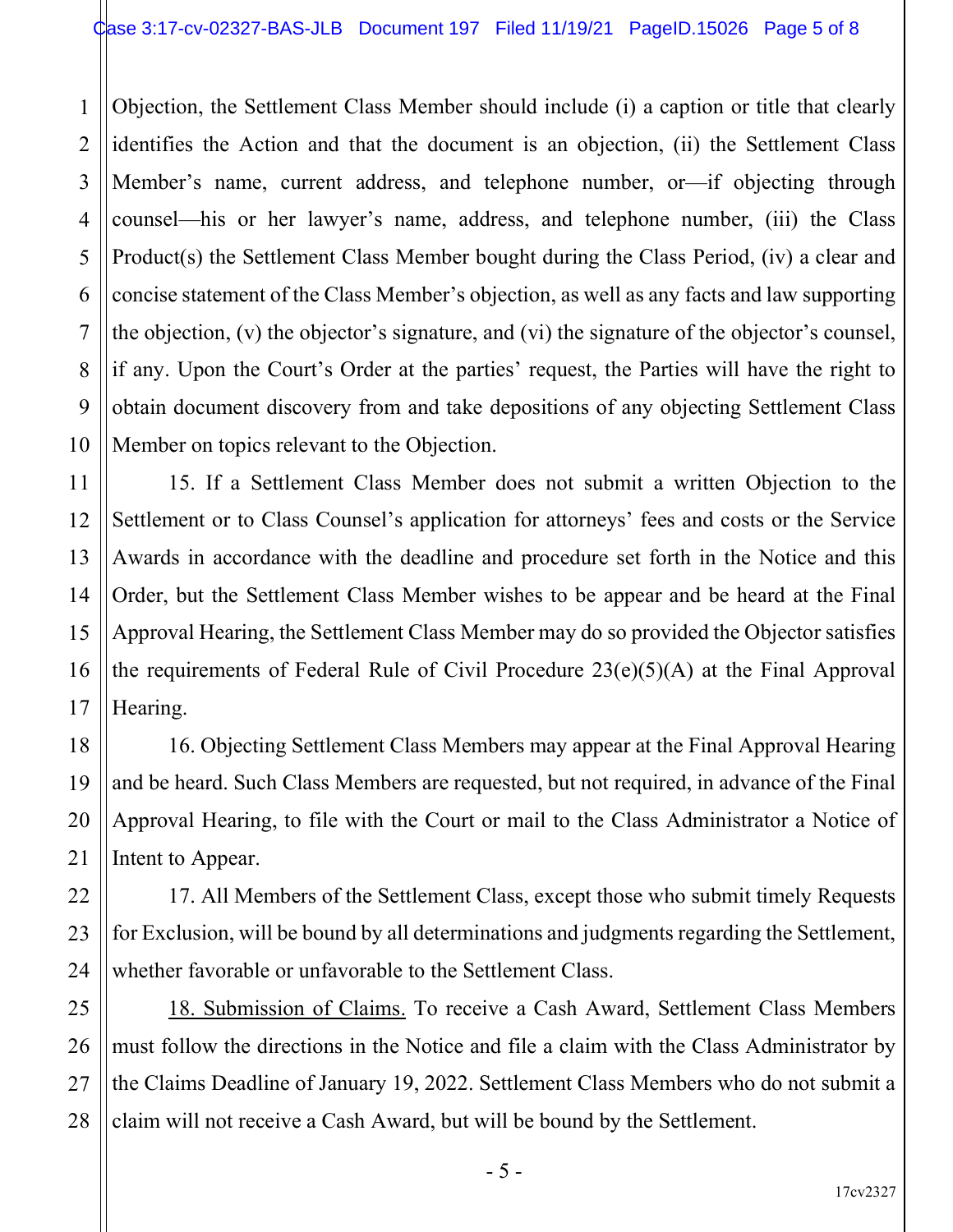Objection, the Settlement Class Member should include (i) a caption or title that clearly identifies the Action and that the document is an objection, (ii) the Settlement Class Member's name, current address, and telephone number, or—if objecting through counsel—his or her lawyer's name, address, and telephone number, (iii) the Class Product(s) the Settlement Class Member bought during the Class Period, (iv) a clear and concise statement of the Class Member's objection, as well as any facts and law supporting the objection, (v) the objector's signature, and (vi) the signature of the objector's counsel, if any. Upon the Court's Order at the parties' request, the Parties will have the right to obtain document discovery from and take depositions of any objecting Settlement Class Member on topics relevant to the Objection.

15. If a Settlement Class Member does not submit a written Objection to the Settlement or to Class Counsel's application for attorneys' fees and costs or the Service Awards in accordance with the deadline and procedure set forth in the Notice and this Order, but the Settlement Class Member wishes to be appear and be heard at the Final Approval Hearing, the Settlement Class Member may do so provided the Objector satisfies the requirements of Federal Rule of Civil Procedure 23(e)(5)(A) at the Final Approval Hearing.

16. Objecting Settlement Class Members may appear at the Final Approval Hearing and be heard. Such Class Members are requested, but not required, in advance of the Final Approval Hearing, to file with the Court or mail to the Class Administrator a Notice of Intent to Appear.

17. All Members of the Settlement Class, except those who submit timely Requests for Exclusion, will be bound by all determinations and judgments regarding the Settlement, whether favorable or unfavorable to the Settlement Class.

<u>18. Submission of Claims.</u> To receive a Cash Award, Settlement Class Members must follow the directions in the Notice and file a claim with the Class Administrator by the Claims Deadline of January 19, 2022. Settlement Class Members who do not submit a claim will not receive a Cash Award, but will be bound by the Settlement.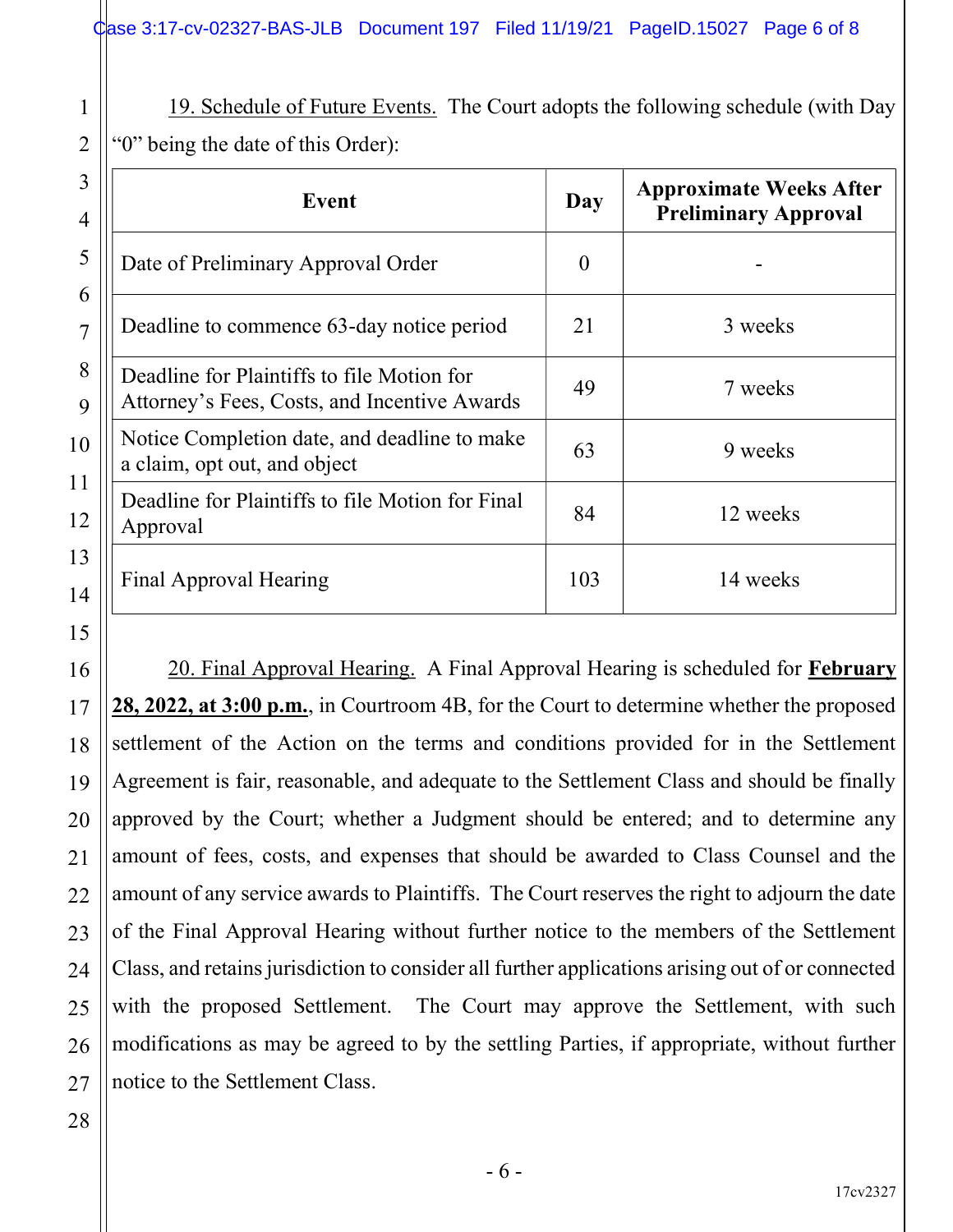19. Schedule of Future Events. The Court adopts the following schedule (with Day "0" being the date of this Order):

| Event | Day | Approximate Weeks After Preliminary Approval |
|---|---|---|
| Date of Preliminary Approval Order | 0 | - |
| Deadline to commence 63-day notice period | 21 | 3 weeks |
| Deadline for Plaintiffs to file Motion for Attorney's Fees, Costs, and Incentive Awards | 49 | 7 weeks |
| Notice Completion date, and deadline to make a claim, opt out, and object | 63 | 9 weeks |
| Deadline for Plaintiffs to file Motion for Final Approval | 84 | 12 weeks |
| Final Approval Hearing | 103 | 14 weeks |

20. Final Approval Hearing. A Final Approval Hearing is scheduled for **February 28, 2022, at 3:00 p.m.**, in Courtroom 4B, for the Court to determine whether the proposed settlement of the Action on the terms and conditions provided for in the Settlement Agreement is fair, reasonable, and adequate to the Settlement Class and should be finally approved by the Court; whether a Judgment should be entered; and to determine any amount of fees, costs, and expenses that should be awarded to Class Counsel and the amount of any service awards to Plaintiffs. The Court reserves the right to adjourn the date of the Final Approval Hearing without further notice to the members of the Settlement Class, and retains jurisdiction to consider all further applications arising out of or connected with the proposed Settlement. The Court may approve the Settlement, with such modifications as may be agreed to by the settling Parties, if appropriate, without further notice to the Settlement Class.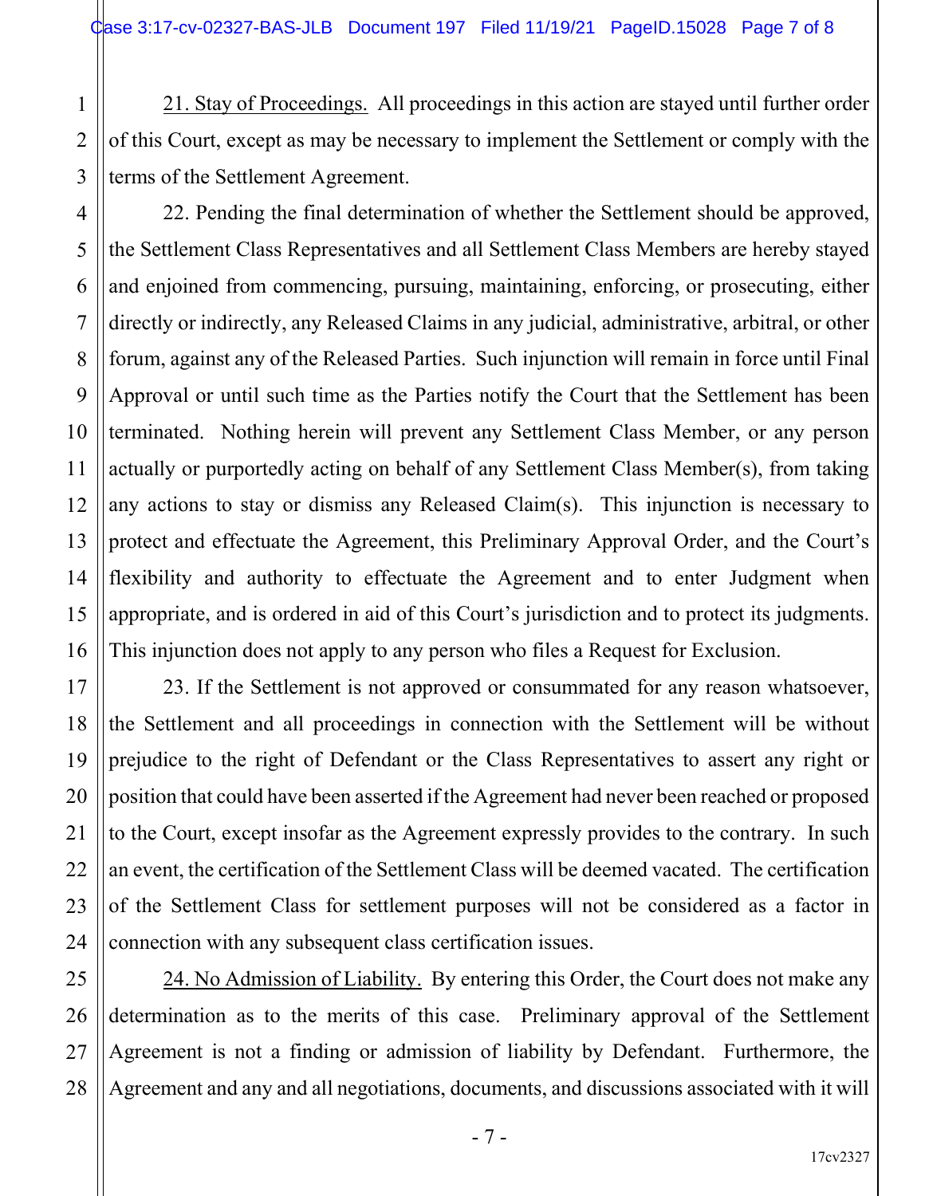21. <u>Stay of Proceedings.</u> All proceedings in this action are stayed until further order of this Court, except as may be necessary to implement the Settlement or comply with the terms of the Settlement Agreement.

22. Pending the final determination of whether the Settlement should be approved, the Settlement Class Representatives and all Settlement Class Members are hereby stayed and enjoined from commencing, pursuing, maintaining, enforcing, or prosecuting, either directly or indirectly, any Released Claims in any judicial, administrative, arbitral, or other forum, against any of the Released Parties. Such injunction will remain in force until Final Approval or until such time as the Parties notify the Court that the Settlement has been terminated. Nothing herein will prevent any Settlement Class Member, or any person actually or purportedly acting on behalf of any Settlement Class Member(s), from taking any actions to stay or dismiss any Released Claim(s). This injunction is necessary to protect and effectuate the Agreement, this Preliminary Approval Order, and the Court's flexibility and authority to effectuate the Agreement and to enter Judgment when appropriate, and is ordered in aid of this Court's jurisdiction and to protect its judgments. This injunction does not apply to any person who files a Request for Exclusion.

23. If the Settlement is not approved or consummated for any reason whatsoever, the Settlement and all proceedings in connection with the Settlement will be without prejudice to the right of Defendant or the Class Representatives to assert any right or position that could have been asserted if the Agreement had never been reached or proposed to the Court, except insofar as the Agreement expressly provides to the contrary. In such an event, the certification of the Settlement Class will be deemed vacated. The certification of the Settlement Class for settlement purposes will not be considered as a factor in connection with any subsequent class certification issues.

24. <u>No Admission of Liability.</u> By entering this Order, the Court does not make any determination as to the merits of this case. Preliminary approval of the Settlement Agreement is not a finding or admission of liability by Defendant. Furthermore, the Agreement and any and all negotiations, documents, and discussions associated with it will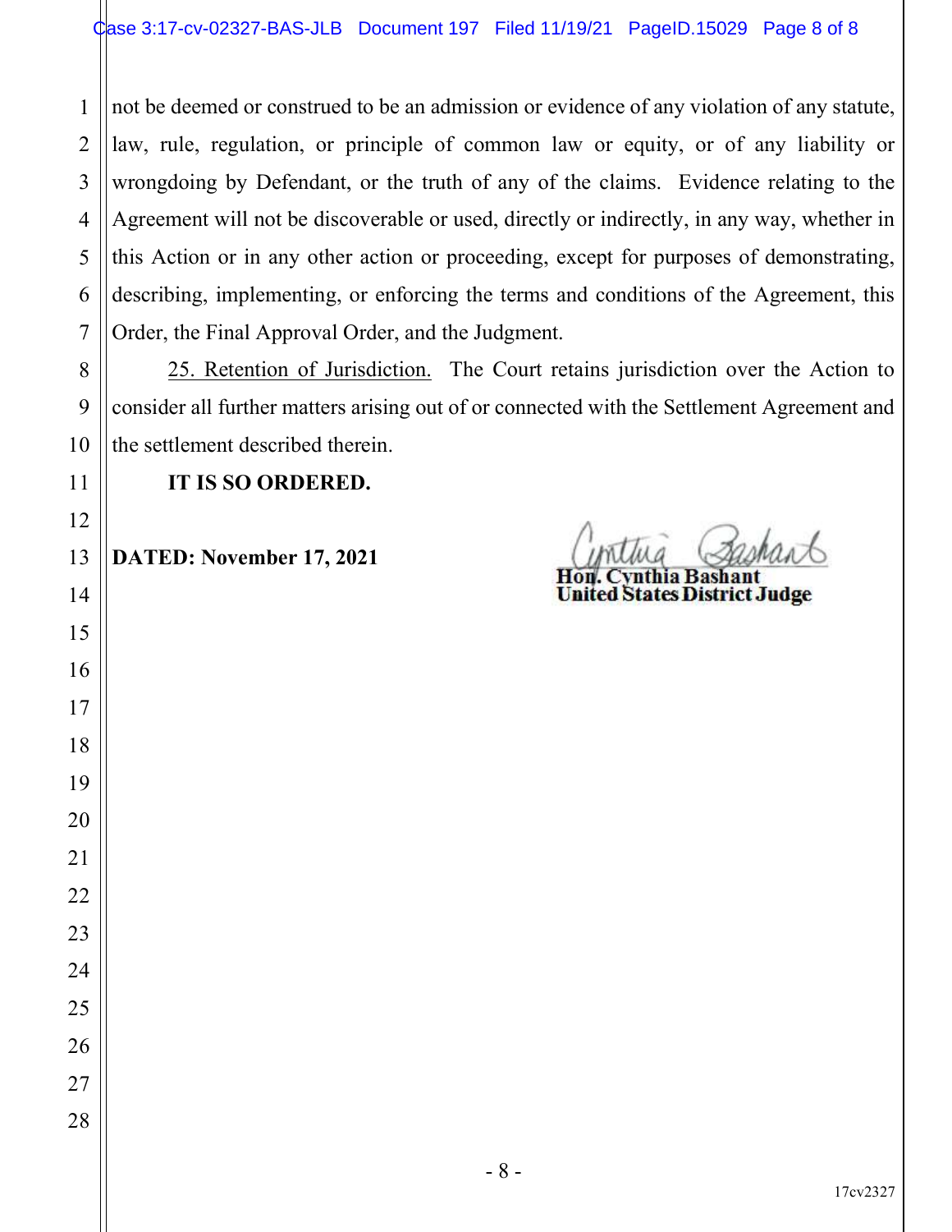not be deemed or construed to be an admission or evidence of any violation of any statute, law, rule, regulation, or principle of common law or equity, or of any liability or wrongdoing by Defendant, or the truth of any of the claims. Evidence relating to the Agreement will not be discoverable or used, directly or indirectly, in any way, whether in this Action or in any other action or proceeding, except for purposes of demonstrating, describing, implementing, or enforcing the terms and conditions of the Agreement, this Order, the Final Approval Order, and the Judgment.

25. Retention of Jurisdiction. The Court retains jurisdiction over the Action to consider all further matters arising out of or connected with the Settlement Agreement and the settlement described therein.

**IT IS SO ORDERED.**

**DATED: November 17, 2021**

**Hon. Cynthia Bashant**
**United States District Judge**

17cv2327